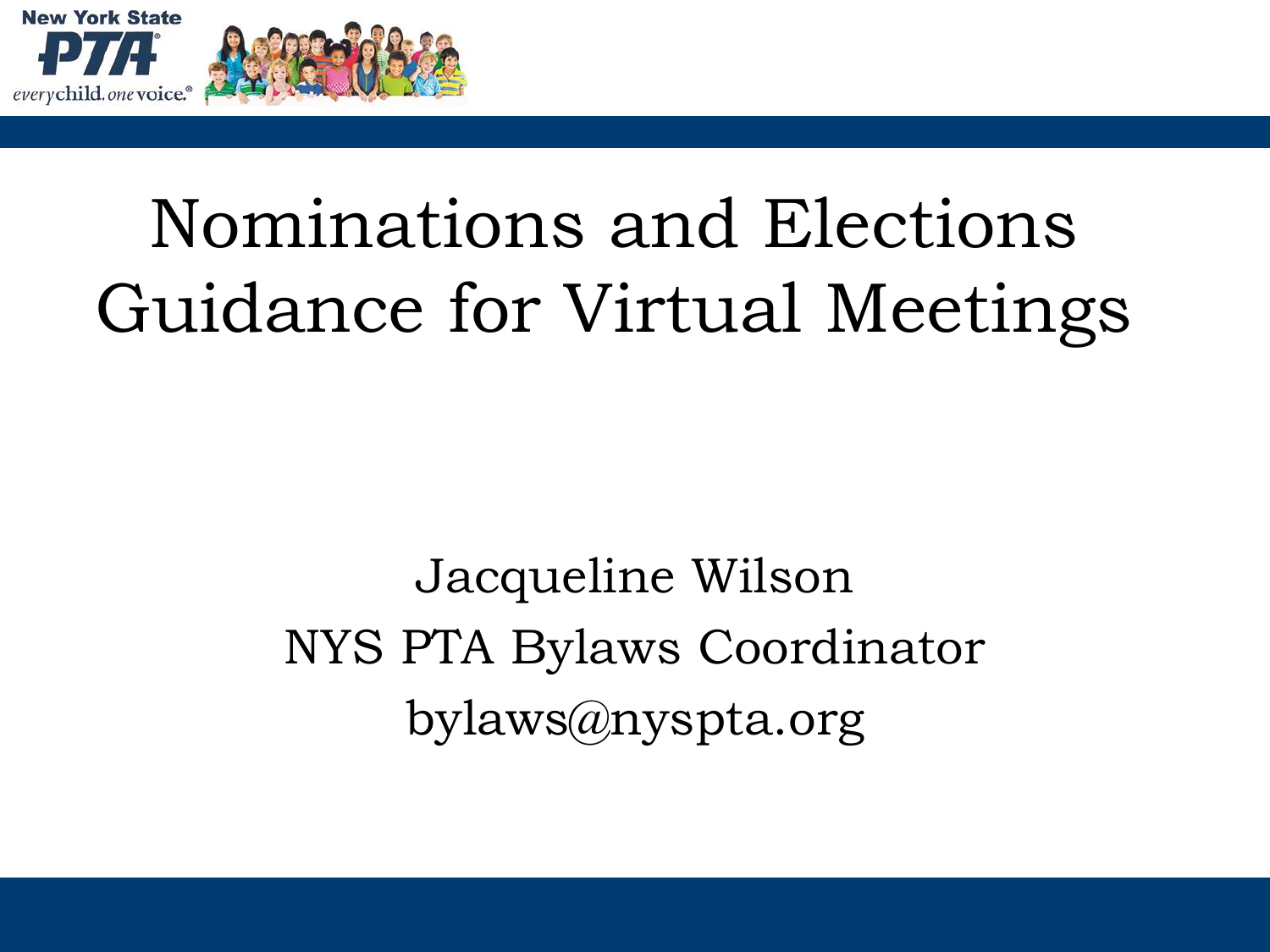New York State PTA

everychild. onevoice.

# Nominations and Elections Guidance for Virtual Meetings

Jacqueline Wilson

NYS PTA Bylaws Coordinator

bylaws@nyspta.org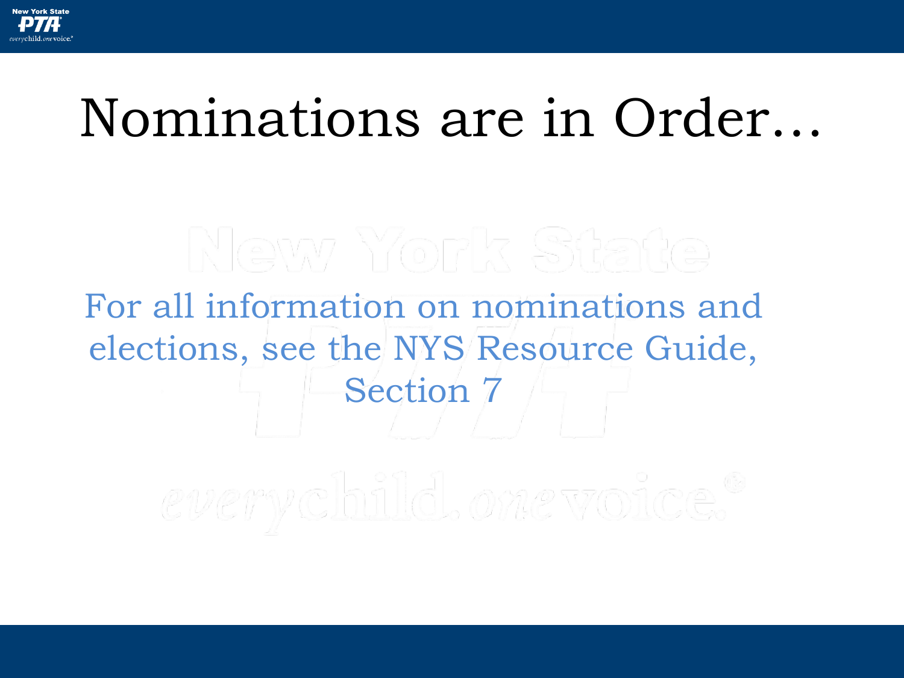# Nominations are in Order…

For all information on nominations and elections, see the NYS Resource Guide, Section 7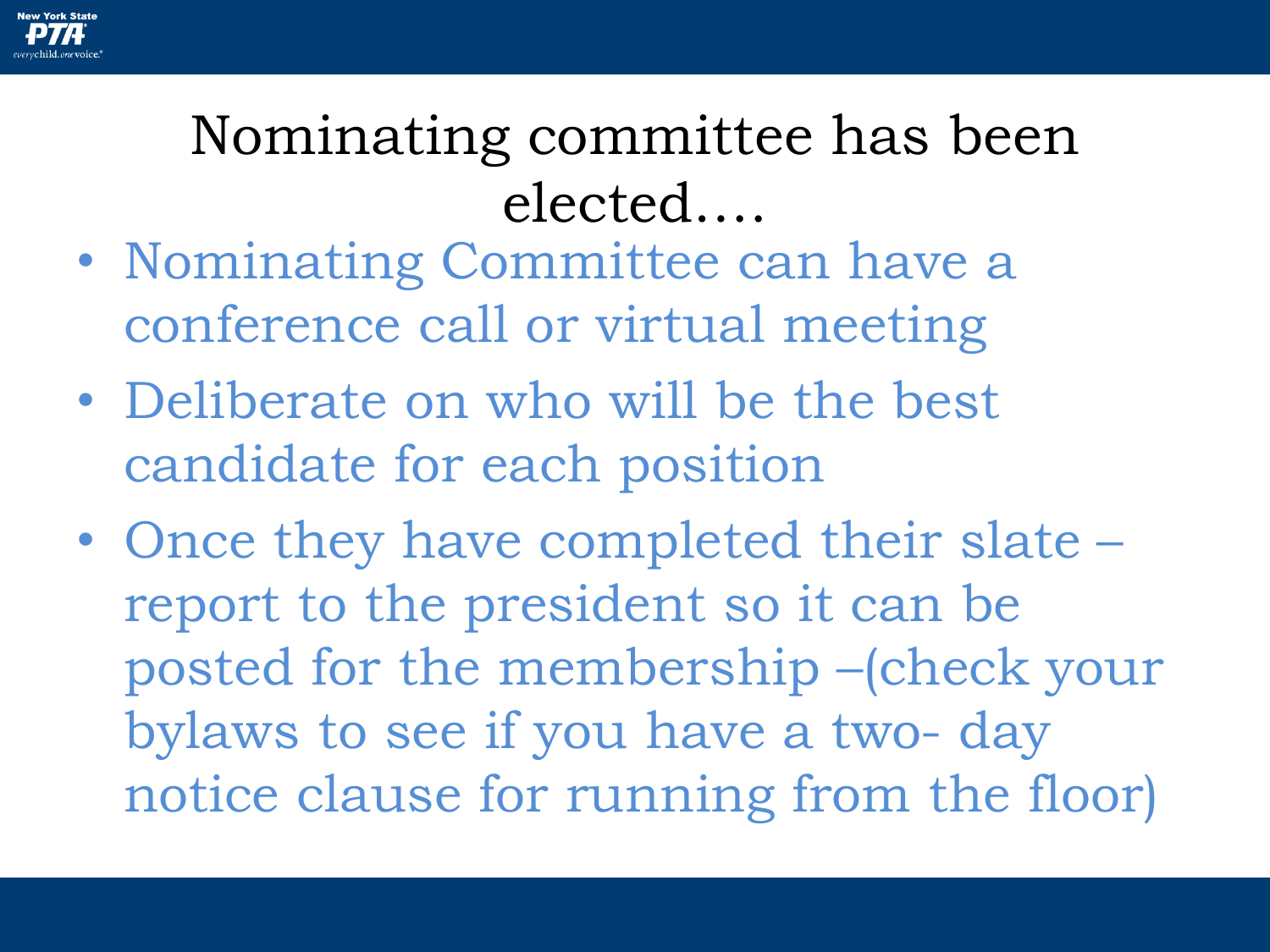# Nominating committee has been elected....

- Nominating Committee can have a conference call or virtual meeting
- Deliberate on who will be the best candidate for each position
- Once they have completed their slate – report to the president so it can be posted for the membership –(check your bylaws to see if you have a two- day notice clause for running from the floor)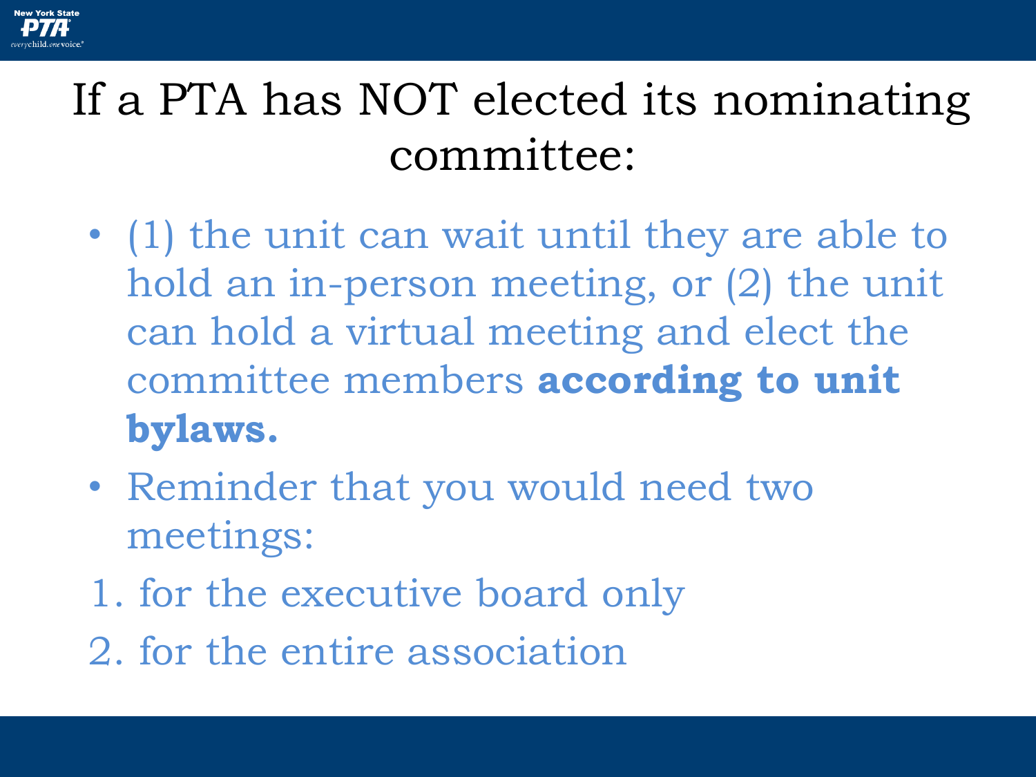# If a PTA has NOT elected its nominating committee:

- (1) the unit can wait until they are able to hold an in-person meeting, or (2) the unit can hold a virtual meeting and elect the committee members **according to unit bylaws.**
- Reminder that you would need two meetings:

1. for the executive board only
2. for the entire association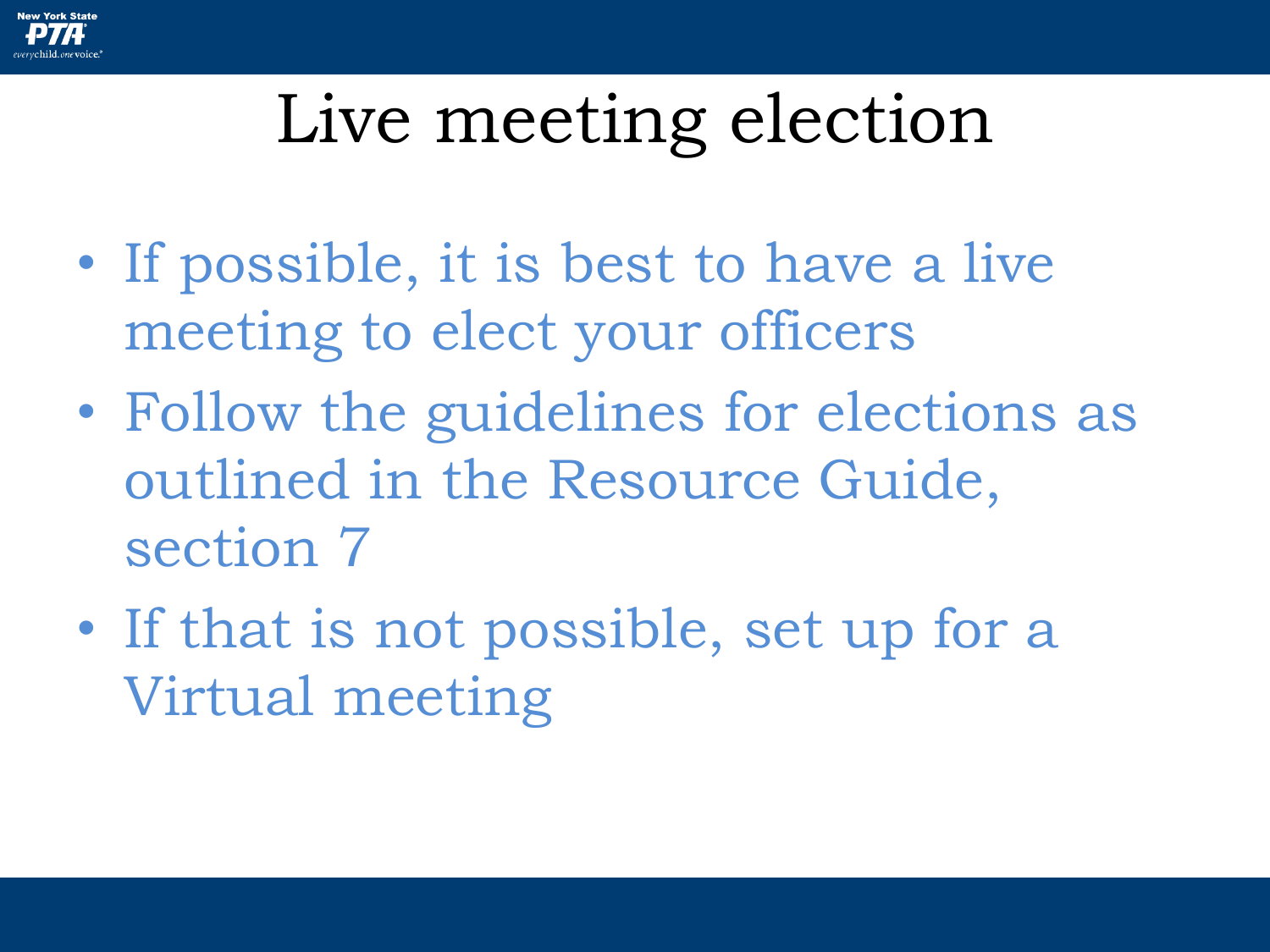# Live meeting election

- If possible, it is best to have a live meeting to elect your officers
- Follow the guidelines for elections as outlined in the Resource Guide, section 7
- If that is not possible, set up for a Virtual meeting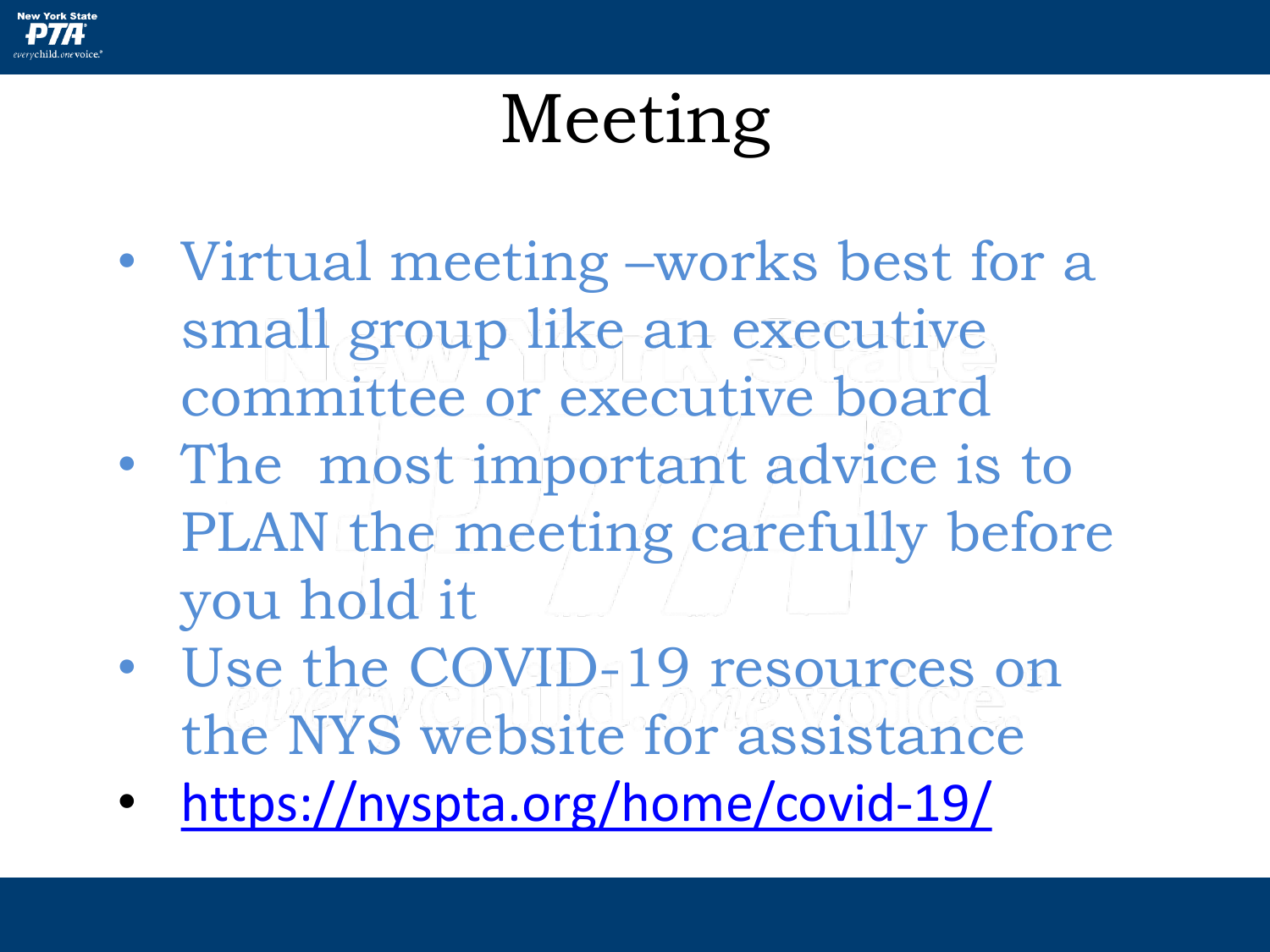# Meeting

- Virtual meeting –works best for a small group like an executive committee or executive board
- The  most important advice is to PLAN the meeting carefully before you hold it
- Use the COVID-19 resources on the NYS website for assistance
- https://nyspta.org/home/covid-19/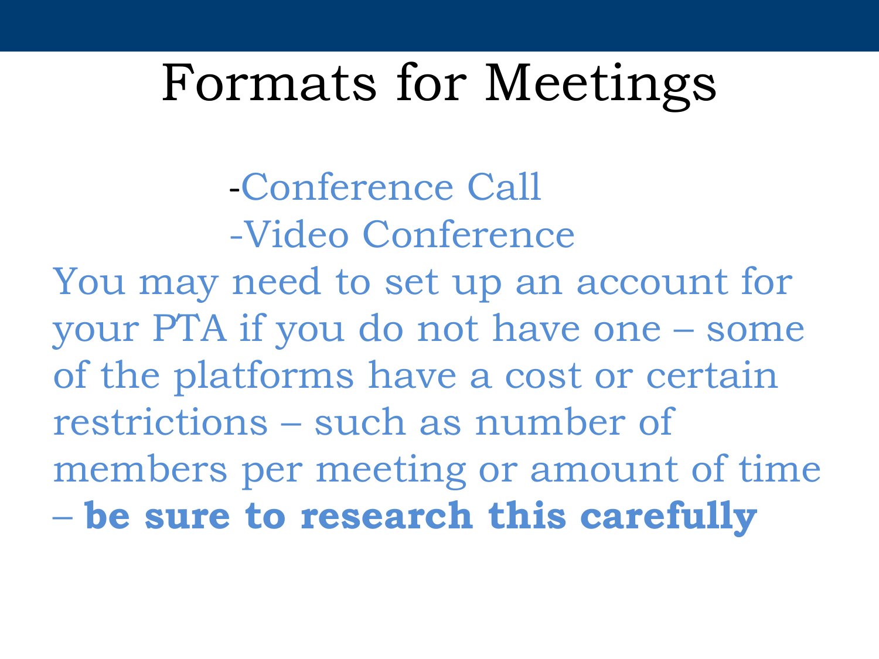# Formats for Meetings

-Conference Call
-Video Conference

You may need to set up an account for your PTA if you do not have one – some of the platforms have a cost or certain restrictions – such as number of members per meeting or amount of time – **be sure to research this carefully**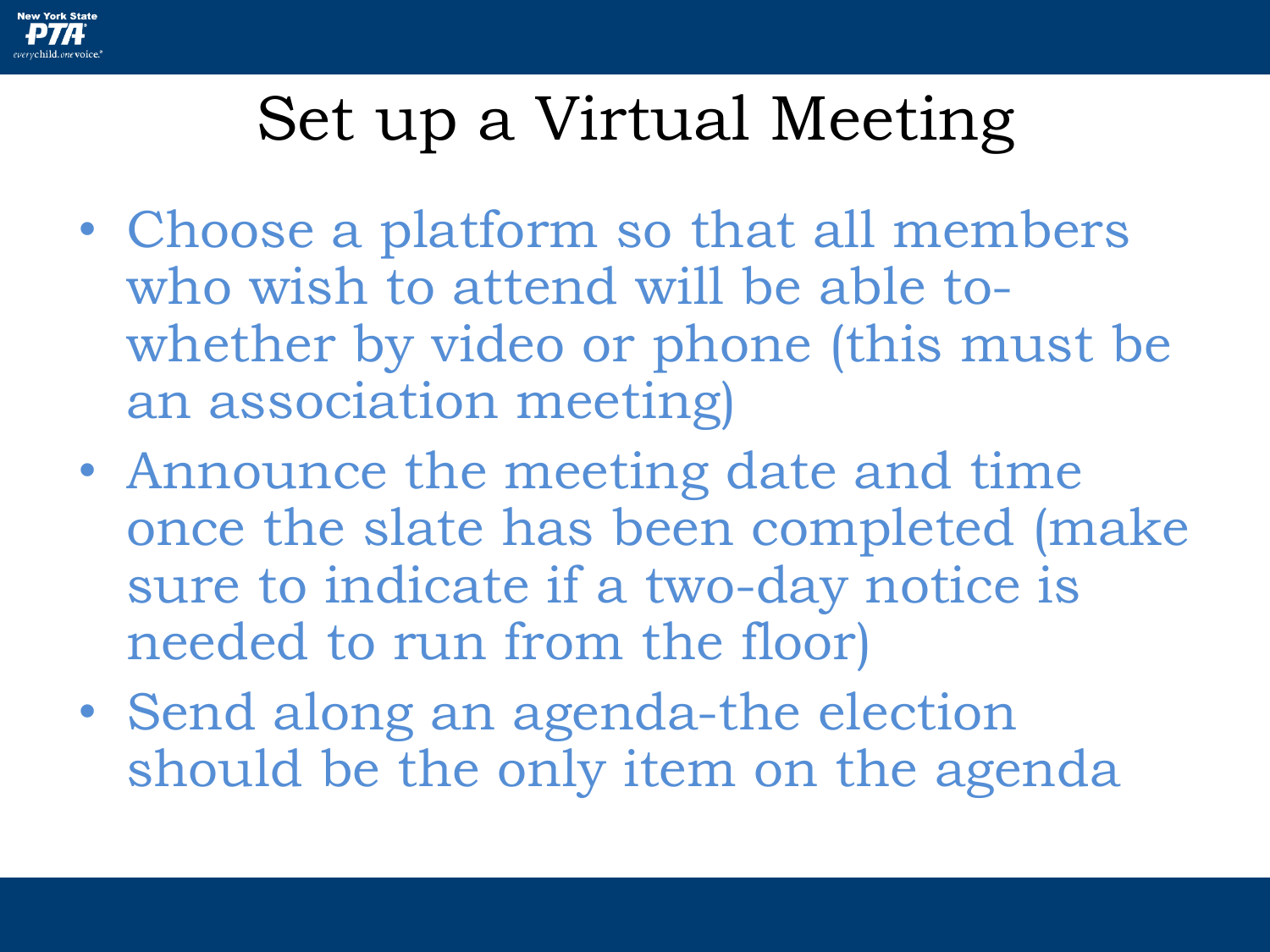# Set up a Virtual Meeting

- Choose a platform so that all members who wish to attend will be able to- whether by video or phone (this must be an association meeting)
- Announce the meeting date and time once the slate has been completed (make sure to indicate if a two-day notice is needed to run from the floor)
- Send along an agenda-the election should be the only item on the agenda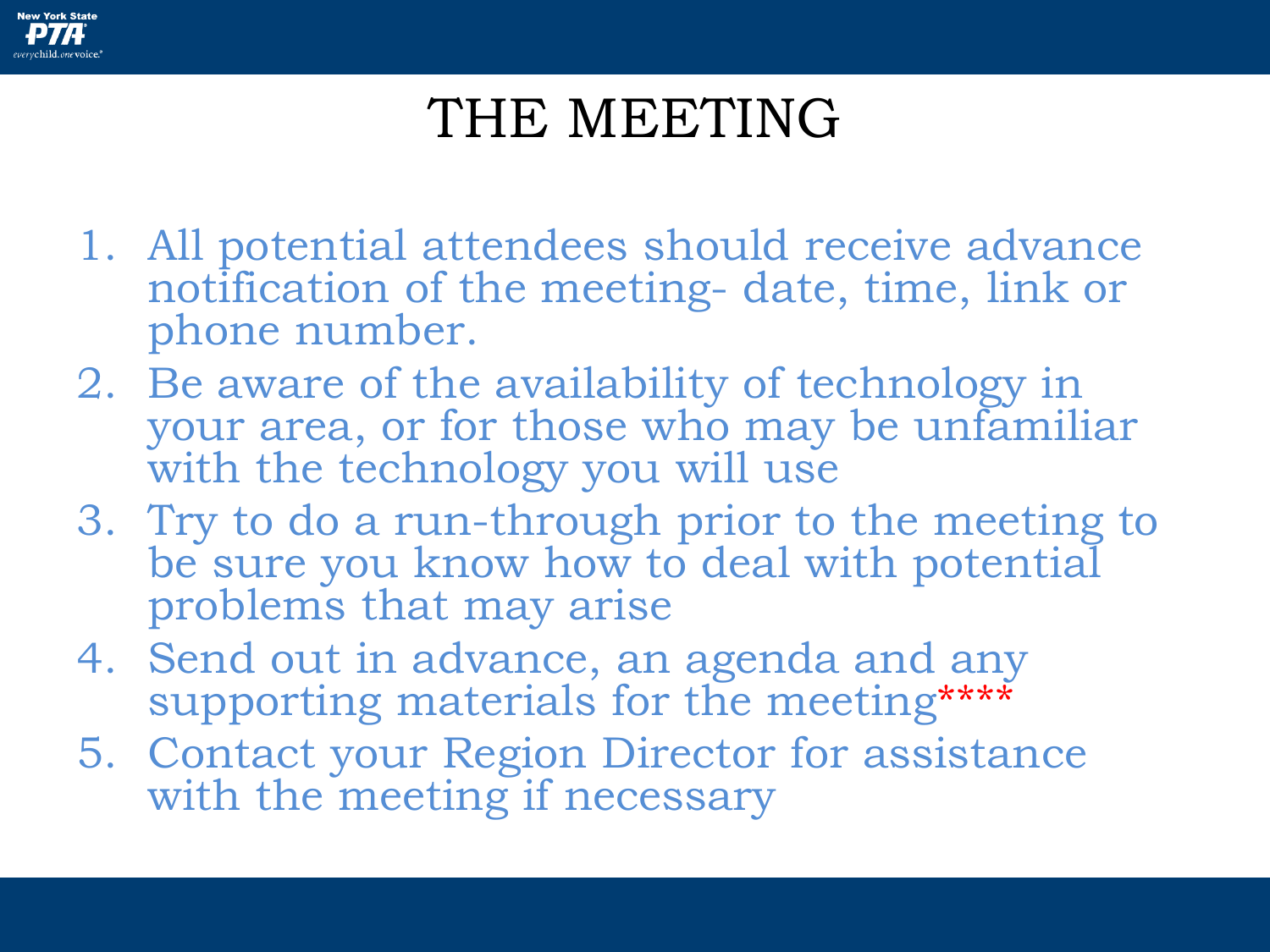# THE MEETING

1. All potential attendees should receive advance notification of the meeting- date, time, link or phone number.
2. Be aware of the availability of technology in your area, or for those who may be unfamiliar with the technology you will use
3. Try to do a run-through prior to the meeting to be sure you know how to deal with potential problems that may arise
4. Send out in advance, an agenda and any supporting materials for the meeting****
5. Contact your Region Director for assistance with the meeting if necessary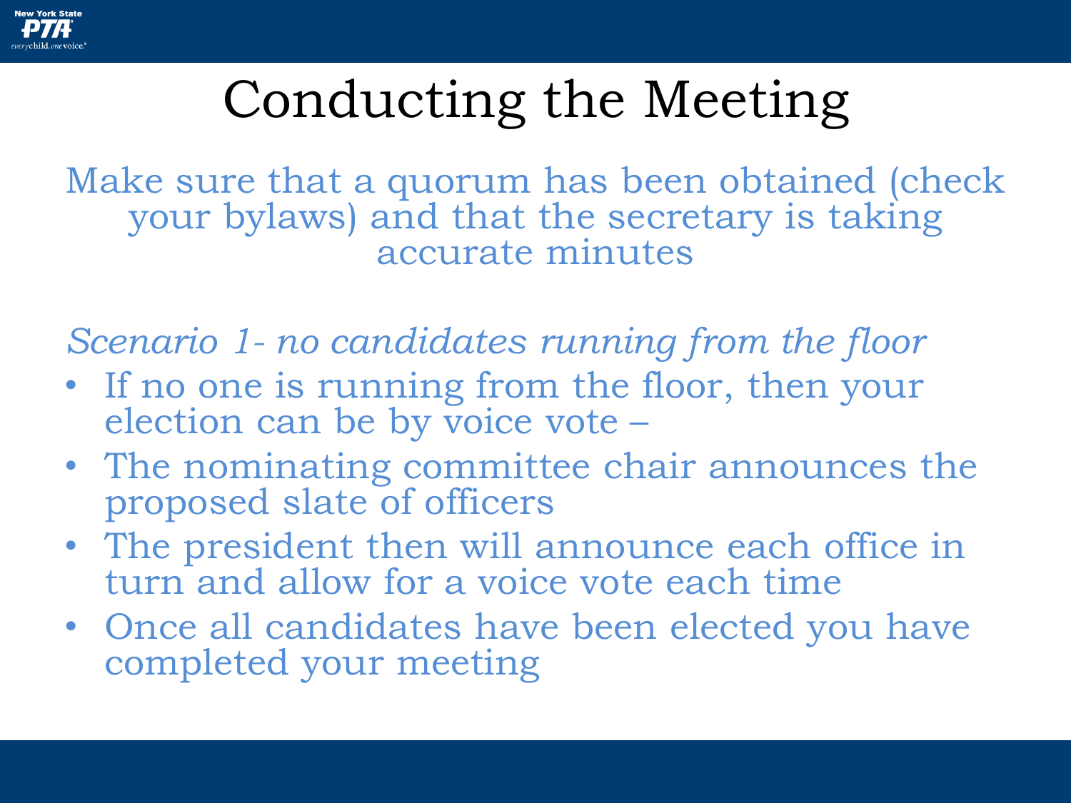# Conducting the Meeting

Make sure that a quorum has been obtained (check your bylaws) and that the secretary is taking accurate minutes

*Scenario 1- no candidates running from the floor*

- If no one is running from the floor, then your election can be by voice vote –
- The nominating committee chair announces the proposed slate of officers
- The president then will announce each office in turn and allow for a voice vote each time
- Once all candidates have been elected you have completed your meeting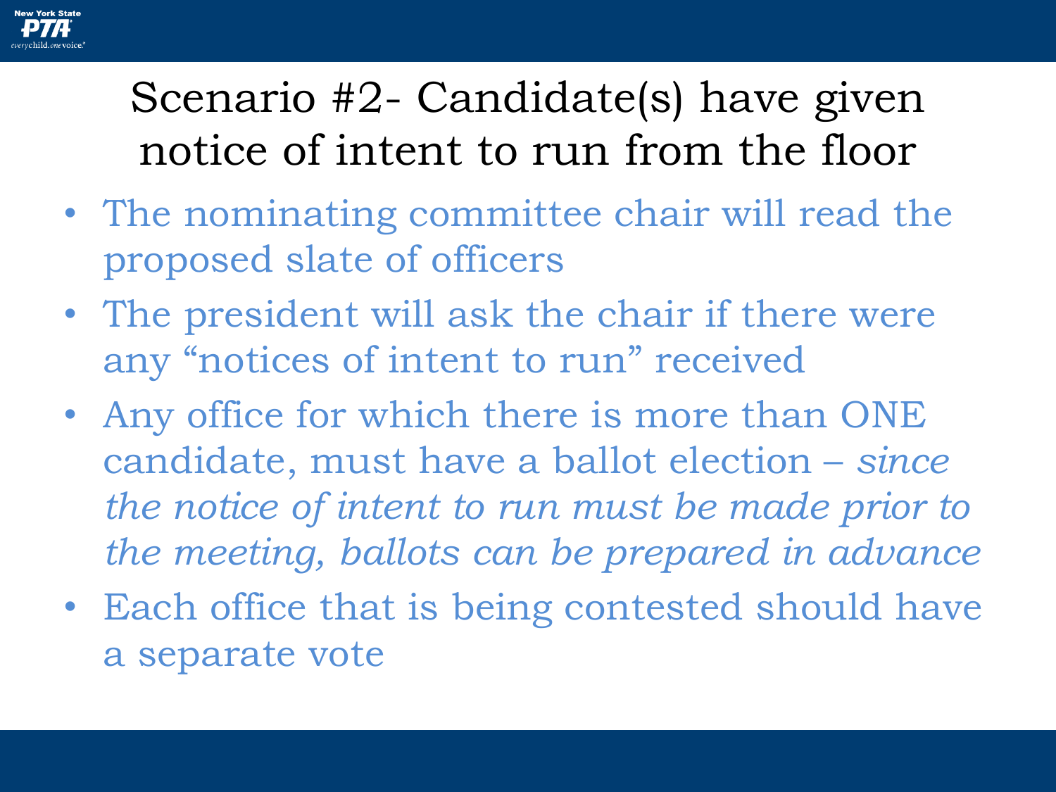# Scenario #2- Candidate(s) have given notice of intent to run from the floor

- The nominating committee chair will read the proposed slate of officers
- The president will ask the chair if there were any “notices of intent to run” received
- Any office for which there is more than ONE candidate, must have a ballot election – *since the notice of intent to run must be made prior to the meeting, ballots can be prepared in advance*
- Each office that is being contested should have a separate vote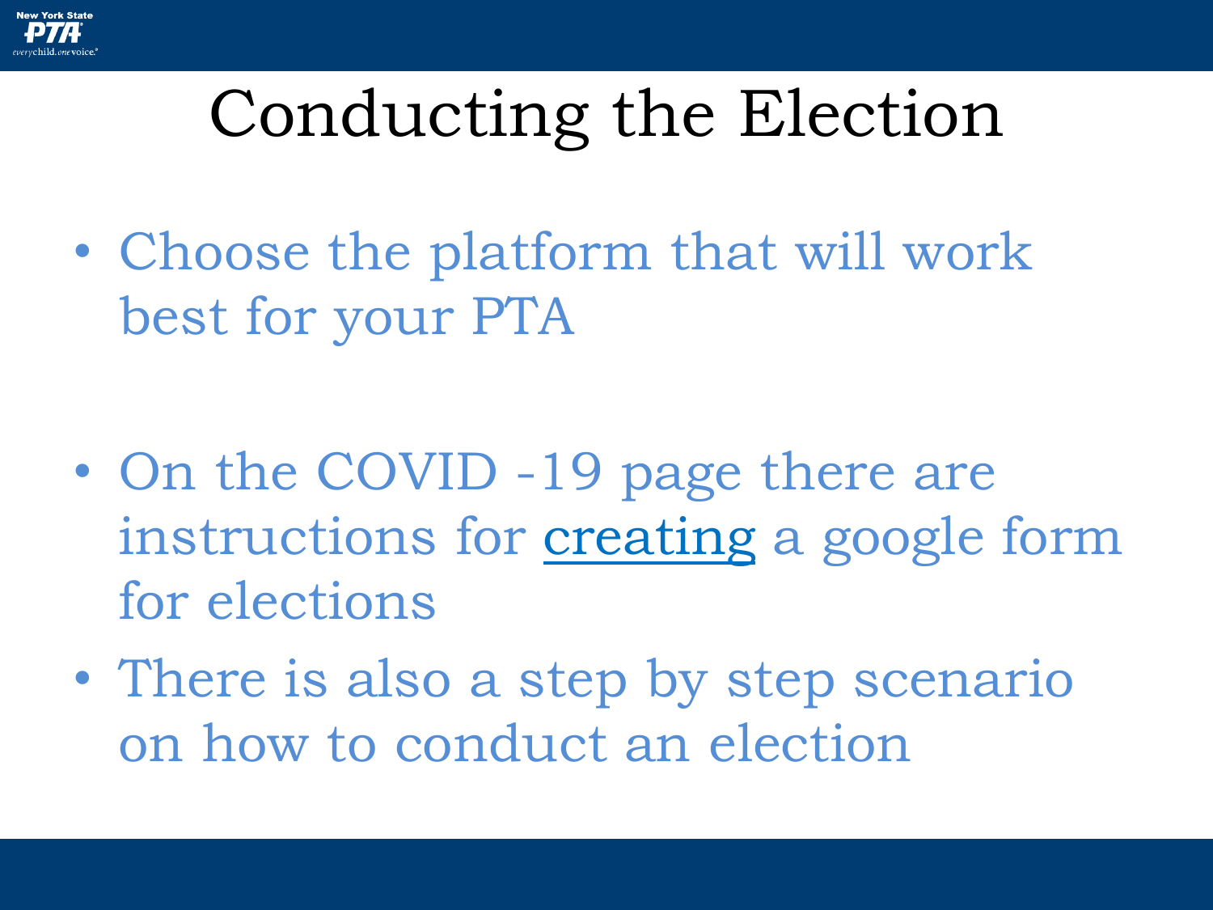# Conducting the Election

- Choose the platform that will work best for your PTA

- On the COVID -19 page there are instructions for creating a google form for elections
- There is also a step by step scenario on how to conduct an election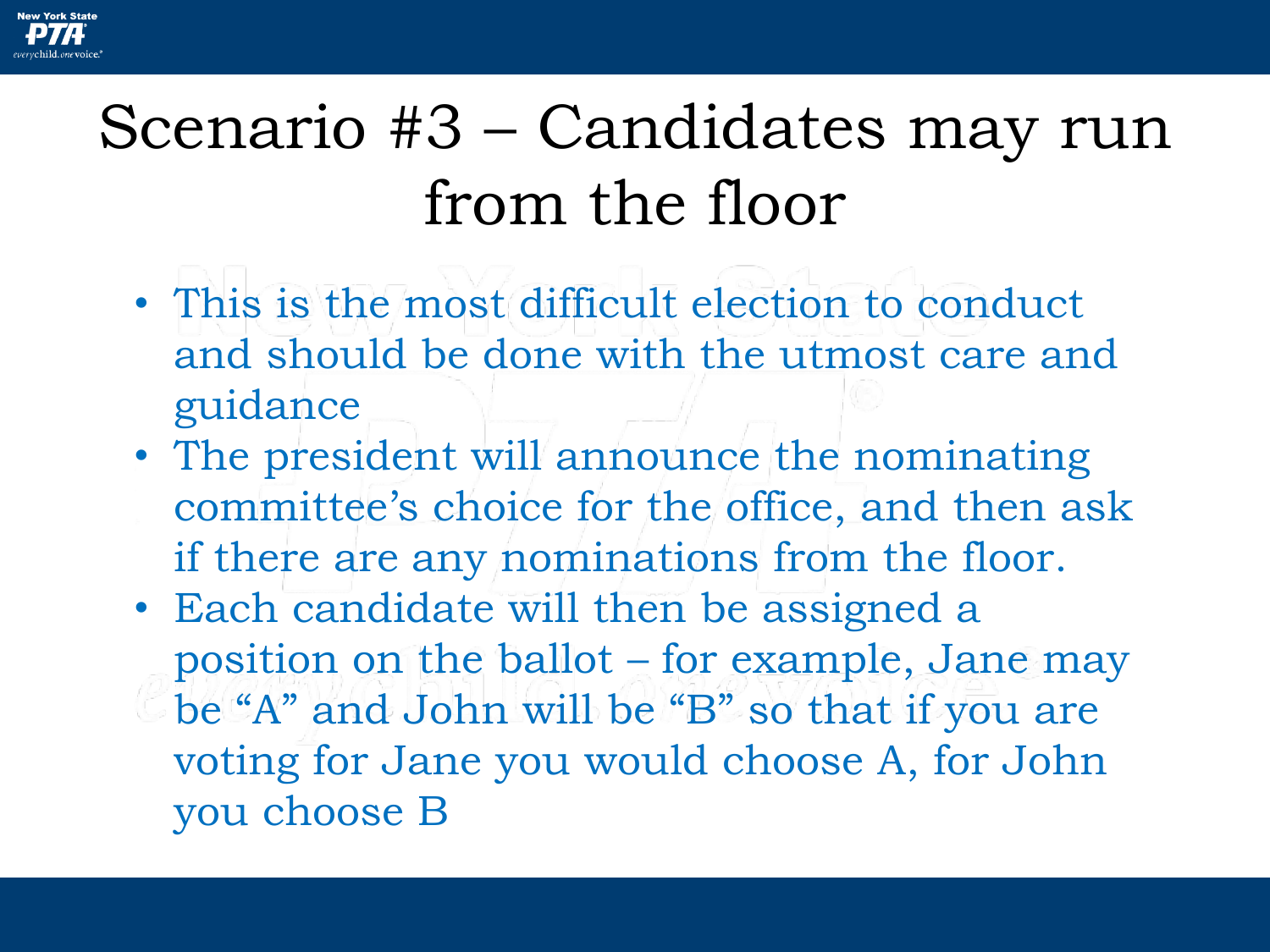# Scenario #3 – Candidates may run from the floor

- This is the most difficult election to conduct and should be done with the utmost care and guidance
- The president will announce the nominating committee's choice for the office, and then ask if there are any nominations from the floor.
- Each candidate will then be assigned a position on the ballot – for example, Jane may be "A" and John will be "B" so that if you are voting for Jane you would choose A, for John you choose B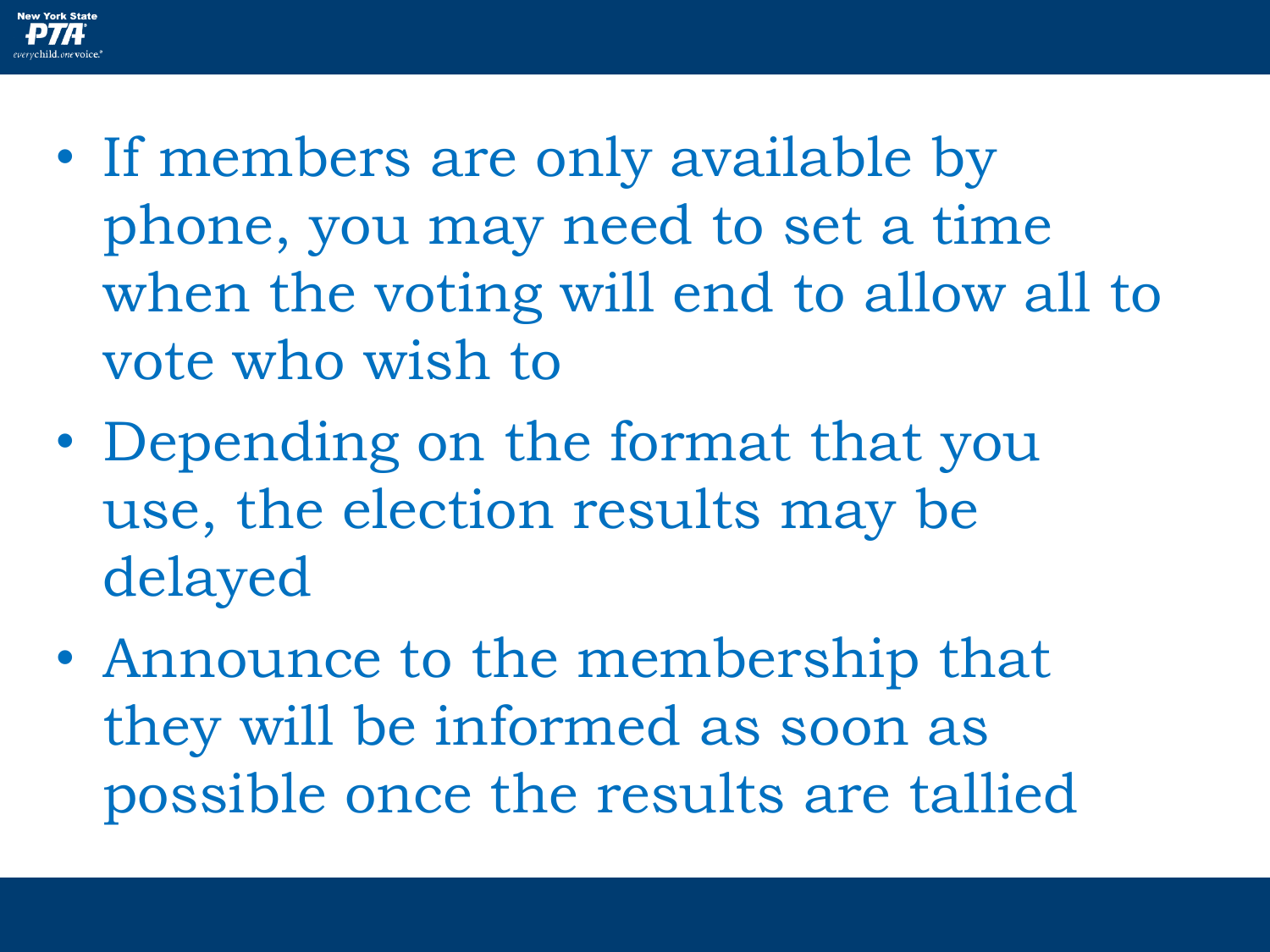- If members are only available by phone, you may need to set a time when the voting will end to allow all to vote who wish to
- Depending on the format that you use, the election results may be delayed
- Announce to the membership that they will be informed as soon as possible once the results are tallied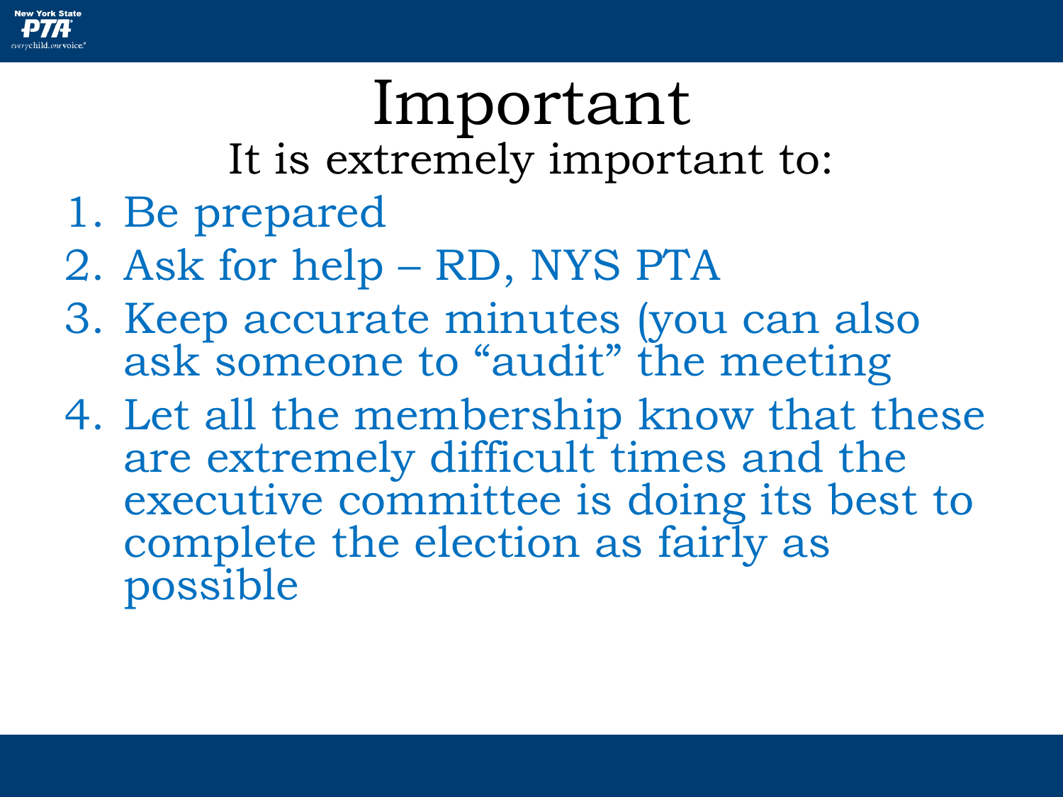# Important

It is extremely important to:

1. Be prepared
2. Ask for help – RD, NYS PTA
3. Keep accurate minutes (you can also ask someone to "audit" the meeting
4. Let all the membership know that these are extremely difficult times and the executive committee is doing its best to complete the election as fairly as possible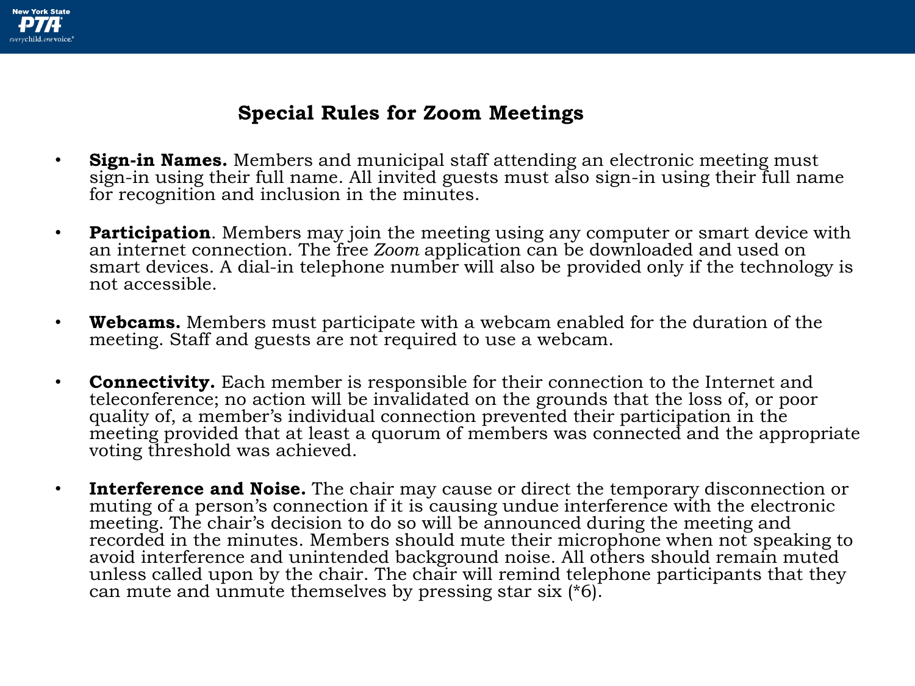## Special Rules for Zoom Meetings

- **Sign-in Names.** Members and municipal staff attending an electronic meeting must sign-in using their full name. All invited guests must also sign-in using their full name for recognition and inclusion in the minutes.

- **Participation**. Members may join the meeting using any computer or smart device with an internet connection. The free *Zoom* application can be downloaded and used on smart devices. A dial-in telephone number will also be provided only if the technology is not accessible.

- **Webcams.** Members must participate with a webcam enabled for the duration of the meeting. Staff and guests are not required to use a webcam.

- **Connectivity.** Each member is responsible for their connection to the Internet and teleconference; no action will be invalidated on the grounds that the loss of, or poor quality of, a member's individual connection prevented their participation in the meeting provided that at least a quorum of members was connected and the appropriate voting threshold was achieved.

- **Interference and Noise.** The chair may cause or direct the temporary disconnection or muting of a person's connection if it is causing undue interference with the electronic meeting. The chair's decision to do so will be announced during the meeting and recorded in the minutes. Members should mute their microphone when not speaking to avoid interference and unintended background noise. All others should remain muted unless called upon by the chair. The chair will remind telephone participants that they can mute and unmute themselves by pressing star six (*6).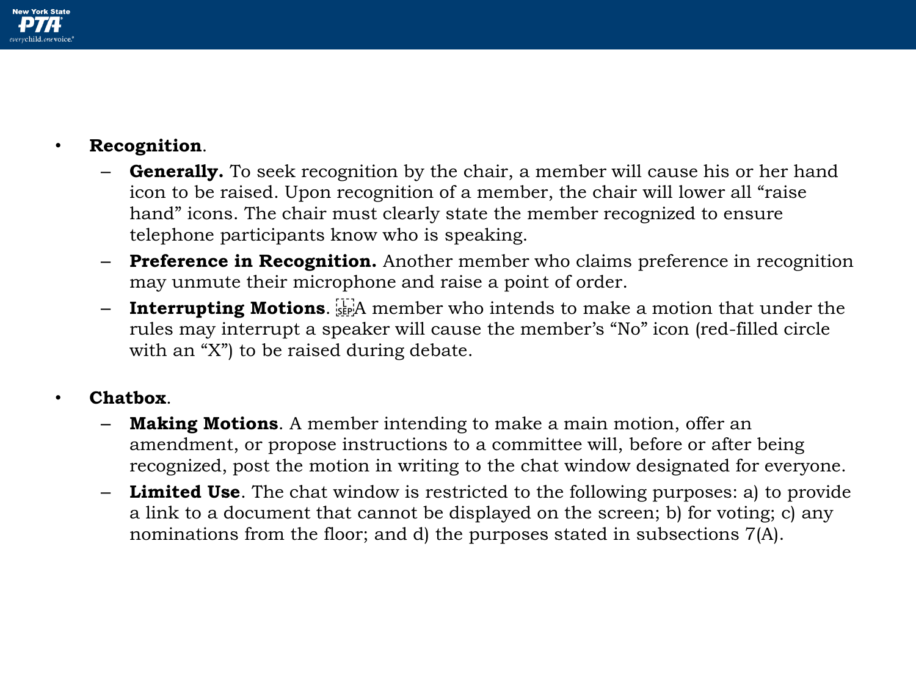- **Recognition**.
  - **Generally.** To seek recognition by the chair, a member will cause his or her hand icon to be raised. Upon recognition of a member, the chair will lower all “raise hand” icons. The chair must clearly state the member recognized to ensure telephone participants know who is speaking.
  - **Preference in Recognition.** Another member who claims preference in recognition may unmute their microphone and raise a point of order.
  - **Interrupting Motions**. A member who intends to make a motion that under the rules may interrupt a speaker will cause the member’s “No” icon (red-filled circle with an “X”) to be raised during debate.

- **Chatbox**.
  - **Making Motions**. A member intending to make a main motion, offer an amendment, or propose instructions to a committee will, before or after being recognized, post the motion in writing to the chat window designated for everyone.
  - **Limited Use**. The chat window is restricted to the following purposes: a) to provide a link to a document that cannot be displayed on the screen; b) for voting; c) any nominations from the floor; and d) the purposes stated in subsections 7(A).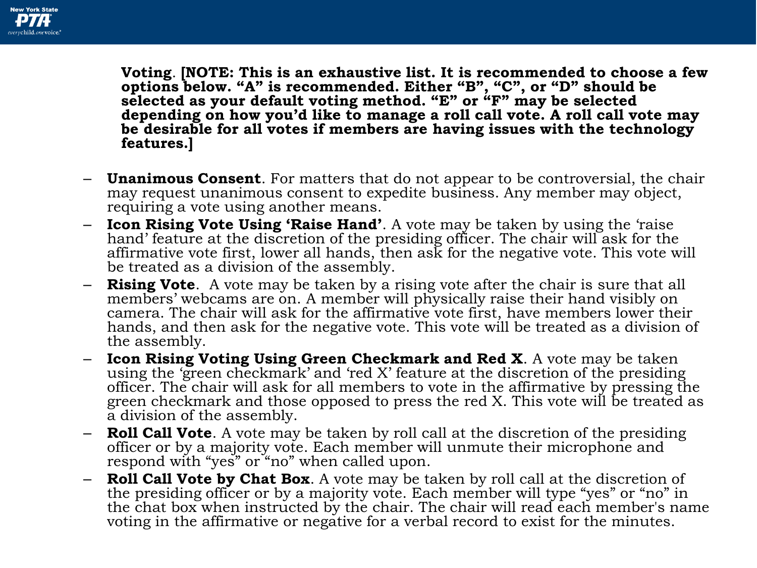**Voting**. **[NOTE: This is an exhaustive list. It is recommended to choose a few options below. "A" is recommended. Either "B", "C", or "D" should be selected as your default voting method. "E" or "F" may be selected depending on how you'd like to manage a roll call vote. A roll call vote may be desirable for all votes if members are having issues with the technology features.]**

- **Unanimous Consent**. For matters that do not appear to be controversial, the chair may request unanimous consent to expedite business. Any member may object, requiring a vote using another means.
- **Icon Rising Vote Using 'Raise Hand'**. A vote may be taken by using the 'raise hand' feature at the discretion of the presiding officer. The chair will ask for the affirmative vote first, lower all hands, then ask for the negative vote. This vote will be treated as a division of the assembly.
- **Rising Vote**. A vote may be taken by a rising vote after the chair is sure that all members' webcams are on. A member will physically raise their hand visibly on camera. The chair will ask for the affirmative vote first, have members lower their hands, and then ask for the negative vote. This vote will be treated as a division of the assembly.
- **Icon Rising Voting Using Green Checkmark and Red X**. A vote may be taken using the 'green checkmark' and 'red X' feature at the discretion of the presiding officer. The chair will ask for all members to vote in the affirmative by pressing the green checkmark and those opposed to press the red X. This vote will be treated as a division of the assembly.
- **Roll Call Vote**. A vote may be taken by roll call at the discretion of the presiding officer or by a majority vote. Each member will unmute their microphone and respond with "yes" or "no" when called upon.
- **Roll Call Vote by Chat Box**. A vote may be taken by roll call at the discretion of the presiding officer or by a majority vote. Each member will type "yes" or "no" in the chat box when instructed by the chair. The chair will read each member's name voting in the affirmative or negative for a verbal record to exist for the minutes.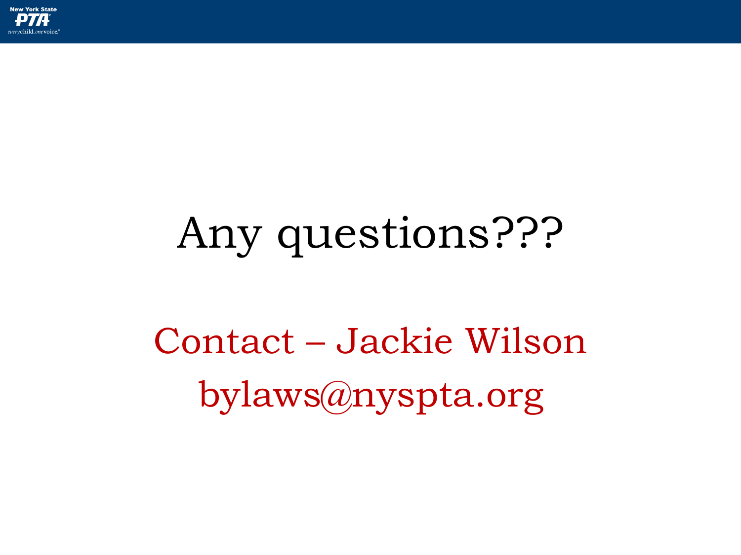# Any questions???

Contact – Jackie Wilson

bylaws@nyspta.org